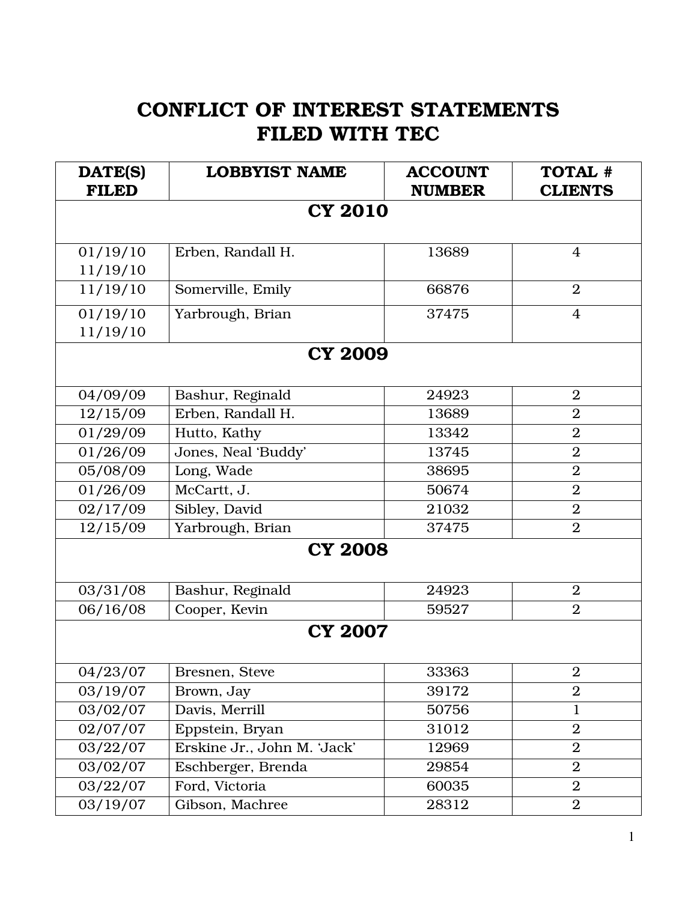# CONFLICT OF INTEREST STATEMENTS FILED WITH TEC

| DATE(S) FILED | LOBBYIST NAME | ACCOUNT NUMBER | TOTAL # CLIENTS |
|---|---|---|---|
| **CY 2010** | | | |
| 01/19/10<br>11/19/10 | Erben, Randall H. | 13689 | 4 |
| 11/19/10 | Somerville, Emily | 66876 | 2 |
| 01/19/10<br>11/19/10 | Yarbrough, Brian | 37475 | 4 |
| **CY 2009** | | | |
| 04/09/09 | Bashur, Reginald | 24923 | 2 |
| 12/15/09 | Erben, Randall H. | 13689 | 2 |
| 01/29/09 | Hutto, Kathy | 13342 | 2 |
| 01/26/09 | Jones, Neal 'Buddy' | 13745 | 2 |
| 05/08/09 | Long, Wade | 38695 | 2 |
| 01/26/09 | McCartt, J. | 50674 | 2 |
| 02/17/09 | Sibley, David | 21032 | 2 |
| 12/15/09 | Yarbrough, Brian | 37475 | 2 |
| **CY 2008** | | | |
| 03/31/08 | Bashur, Reginald | 24923 | 2 |
| 06/16/08 | Cooper, Kevin | 59527 | 2 |
| **CY 2007** | | | |
| 04/23/07 | Bresnen, Steve | 33363 | 2 |
| 03/19/07 | Brown, Jay | 39172 | 2 |
| 03/02/07 | Davis, Merrill | 50756 | 1 |
| 02/07/07 | Eppstein, Bryan | 31012 | 2 |
| 03/22/07 | Erskine Jr., John M. 'Jack' | 12969 | 2 |
| 03/02/07 | Eschberger, Brenda | 29854 | 2 |
| 03/22/07 | Ford, Victoria | 60035 | 2 |
| 03/19/07 | Gibson, Machree | 28312 | 2 |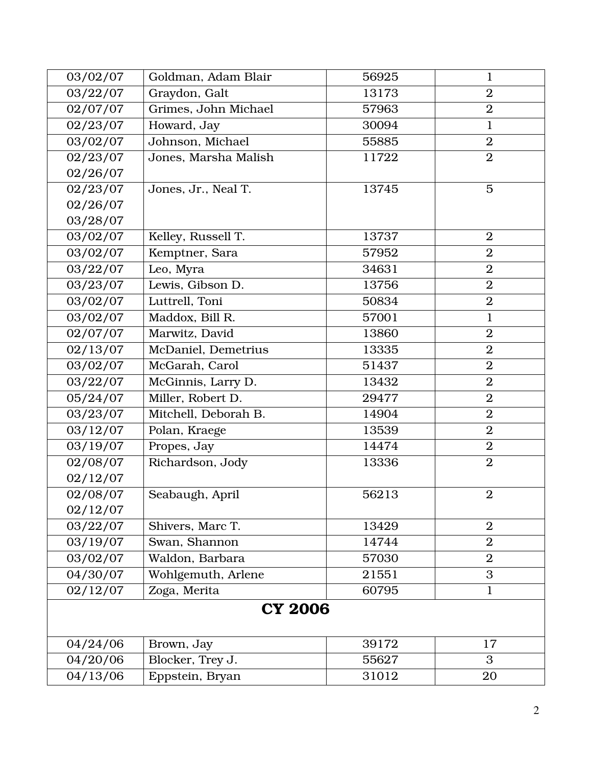| | | | |
|---|---|---|---|
| 03/02/07 | Goldman, Adam Blair | 56925 | 1 |
| 03/22/07 | Graydon, Galt | 13173 | 2 |
| 02/07/07 | Grimes, John Michael | 57963 | 2 |
| 02/23/07 | Howard, Jay | 30094 | 1 |
| 03/02/07 | Johnson, Michael | 55885 | 2 |
| 02/23/07<br>02/26/07 | Jones, Marsha Malish | 11722 | 2 |
| 02/23/07<br>02/26/07<br>03/28/07 | Jones, Jr., Neal T. | 13745 | 5 |
| 03/02/07 | Kelley, Russell T. | 13737 | 2 |
| 03/02/07 | Kemptner, Sara | 57952 | 2 |
| 03/22/07 | Leo, Myra | 34631 | 2 |
| 03/23/07 | Lewis, Gibson D. | 13756 | 2 |
| 03/02/07 | Luttrell, Toni | 50834 | 2 |
| 03/02/07 | Maddox, Bill R. | 57001 | 1 |
| 02/07/07 | Marwitz, David | 13860 | 2 |
| 02/13/07 | McDaniel, Demetrius | 13335 | 2 |
| 03/02/07 | McGarah, Carol | 51437 | 2 |
| 03/22/07 | McGinnis, Larry D. | 13432 | 2 |
| 05/24/07 | Miller, Robert D. | 29477 | 2 |
| 03/23/07 | Mitchell, Deborah B. | 14904 | 2 |
| 03/12/07 | Polan, Kraege | 13539 | 2 |
| 03/19/07 | Propes, Jay | 14474 | 2 |
| 02/08/07<br>02/12/07 | Richardson, Jody | 13336 | 2 |
| 02/08/07<br>02/12/07 | Seabaugh, April | 56213 | 2 |
| 03/22/07 | Shivers, Marc T. | 13429 | 2 |
| 03/19/07 | Swan, Shannon | 14744 | 2 |
| 03/02/07 | Waldon, Barbara | 57030 | 2 |
| 04/30/07 | Wohlgemuth, Arlene | 21551 | 3 |
| 02/12/07 | Zoga, Merita | 60795 | 1 |
| **CY 2006** | | | |
| 04/24/06 | Brown, Jay | 39172 | 17 |
| 04/20/06 | Blocker, Trey J. | 55627 | 3 |
| 04/13/06 | Eppstein, Bryan | 31012 | 20 |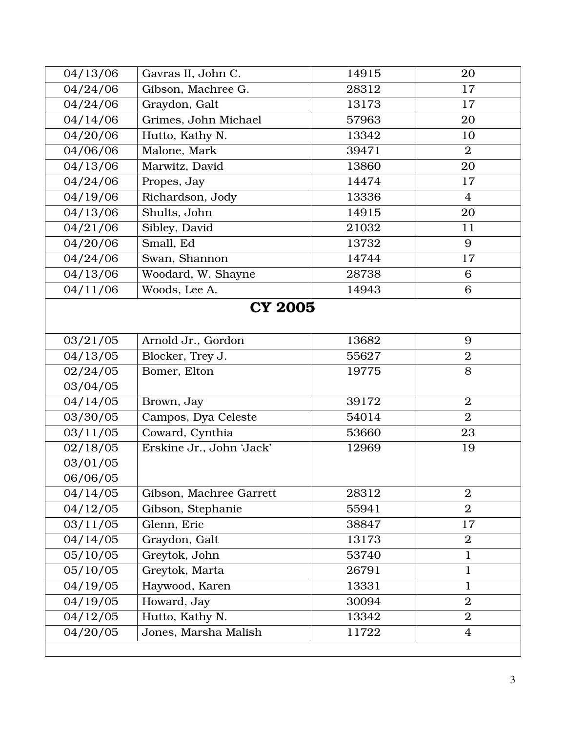| | | | |
|---|---|---|---|
| 04/13/06 | Gavras II, John C. | 14915 | 20 |
| 04/24/06 | Gibson, Machree G. | 28312 | 17 |
| 04/24/06 | Graydon, Galt | 13173 | 17 |
| 04/14/06 | Grimes, John Michael | 57963 | 20 |
| 04/20/06 | Hutto, Kathy N. | 13342 | 10 |
| 04/06/06 | Malone, Mark | 39471 | 2 |
| 04/13/06 | Marwitz, David | 13860 | 20 |
| 04/24/06 | Propes, Jay | 14474 | 17 |
| 04/19/06 | Richardson, Jody | 13336 | 4 |
| 04/13/06 | Shults, John | 14915 | 20 |
| 04/21/06 | Sibley, David | 21032 | 11 |
| 04/20/06 | Small, Ed | 13732 | 9 |
| 04/24/06 | Swan, Shannon | 14744 | 17 |
| 04/13/06 | Woodard, W. Shayne | 28738 | 6 |
| 04/11/06 | Woods, Lee A. | 14943 | 6 |
| **CY 2005** | | | |
| 03/21/05 | Arnold Jr., Gordon | 13682 | 9 |
| 04/13/05 | Blocker, Trey J. | 55627 | 2 |
| 02/24/05<br>03/04/05 | Bomer, Elton | 19775 | 8 |
| 04/14/05 | Brown, Jay | 39172 | 2 |
| 03/30/05 | Campos, Dya Celeste | 54014 | 2 |
| 03/11/05 | Coward, Cynthia | 53660 | 23 |
| 02/18/05<br>03/01/05<br>06/06/05 | Erskine Jr., John 'Jack' | 12969 | 19 |
| 04/14/05 | Gibson, Machree Garrett | 28312 | 2 |
| 04/12/05 | Gibson, Stephanie | 55941 | 2 |
| 03/11/05 | Glenn, Eric | 38847 | 17 |
| 04/14/05 | Graydon, Galt | 13173 | 2 |
| 05/10/05 | Greytok, John | 53740 | 1 |
| 05/10/05 | Greytok, Marta | 26791 | 1 |
| 04/19/05 | Haywood, Karen | 13331 | 1 |
| 04/19/05 | Howard, Jay | 30094 | 2 |
| 04/12/05 | Hutto, Kathy N. | 13342 | 2 |
| 04/20/05 | Jones, Marsha Malish | 11722 | 4 |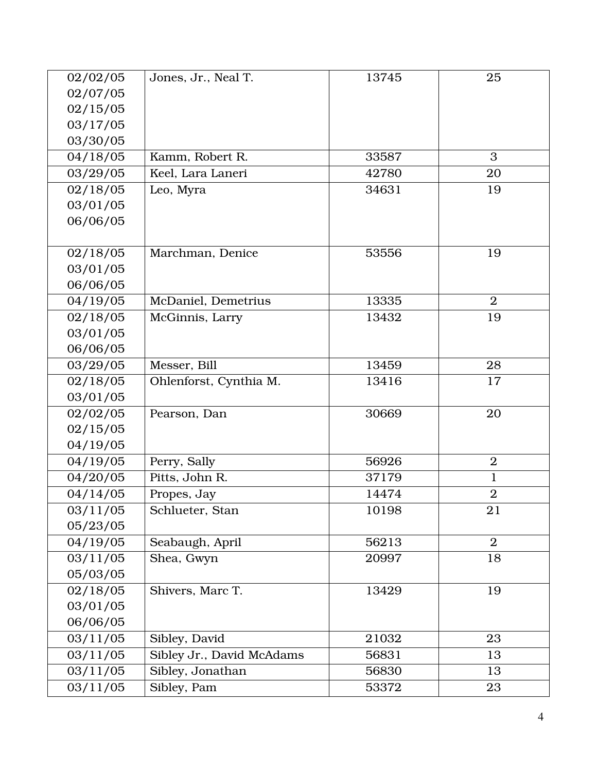| | | | |
|---|---|---|---|
| 02/02/05<br>02/07/05<br>02/15/05<br>03/17/05<br>03/30/05 | Jones, Jr., Neal T. | 13745 | 25 |
| 04/18/05 | Kamm, Robert R. | 33587 | 3 |
| 03/29/05 | Keel, Lara Laneri | 42780 | 20 |
| 02/18/05<br>03/01/05<br>06/06/05 | Leo, Myra | 34631 | 19 |
| 02/18/05<br>03/01/05<br>06/06/05 | Marchman, Denice | 53556 | 19 |
| 04/19/05 | McDaniel, Demetrius | 13335 | 2 |
| 02/18/05<br>03/01/05<br>06/06/05 | McGinnis, Larry | 13432 | 19 |
| 03/29/05 | Messer, Bill | 13459 | 28 |
| 02/18/05<br>03/01/05 | Ohlenforst, Cynthia M. | 13416 | 17 |
| 02/02/05<br>02/15/05<br>04/19/05 | Pearson, Dan | 30669 | 20 |
| 04/19/05 | Perry, Sally | 56926 | 2 |
| 04/20/05 | Pitts, John R. | 37179 | 1 |
| 04/14/05 | Propes, Jay | 14474 | 2 |
| 03/11/05<br>05/23/05 | Schlueter, Stan | 10198 | 21 |
| 04/19/05 | Seabaugh, April | 56213 | 2 |
| 03/11/05<br>05/03/05 | Shea, Gwyn | 20997 | 18 |
| 02/18/05<br>03/01/05<br>06/06/05 | Shivers, Marc T. | 13429 | 19 |
| 03/11/05 | Sibley, David | 21032 | 23 |
| 03/11/05 | Sibley Jr., David McAdams | 56831 | 13 |
| 03/11/05 | Sibley, Jonathan | 56830 | 13 |
| 03/11/05 | Sibley, Pam | 53372 | 23 |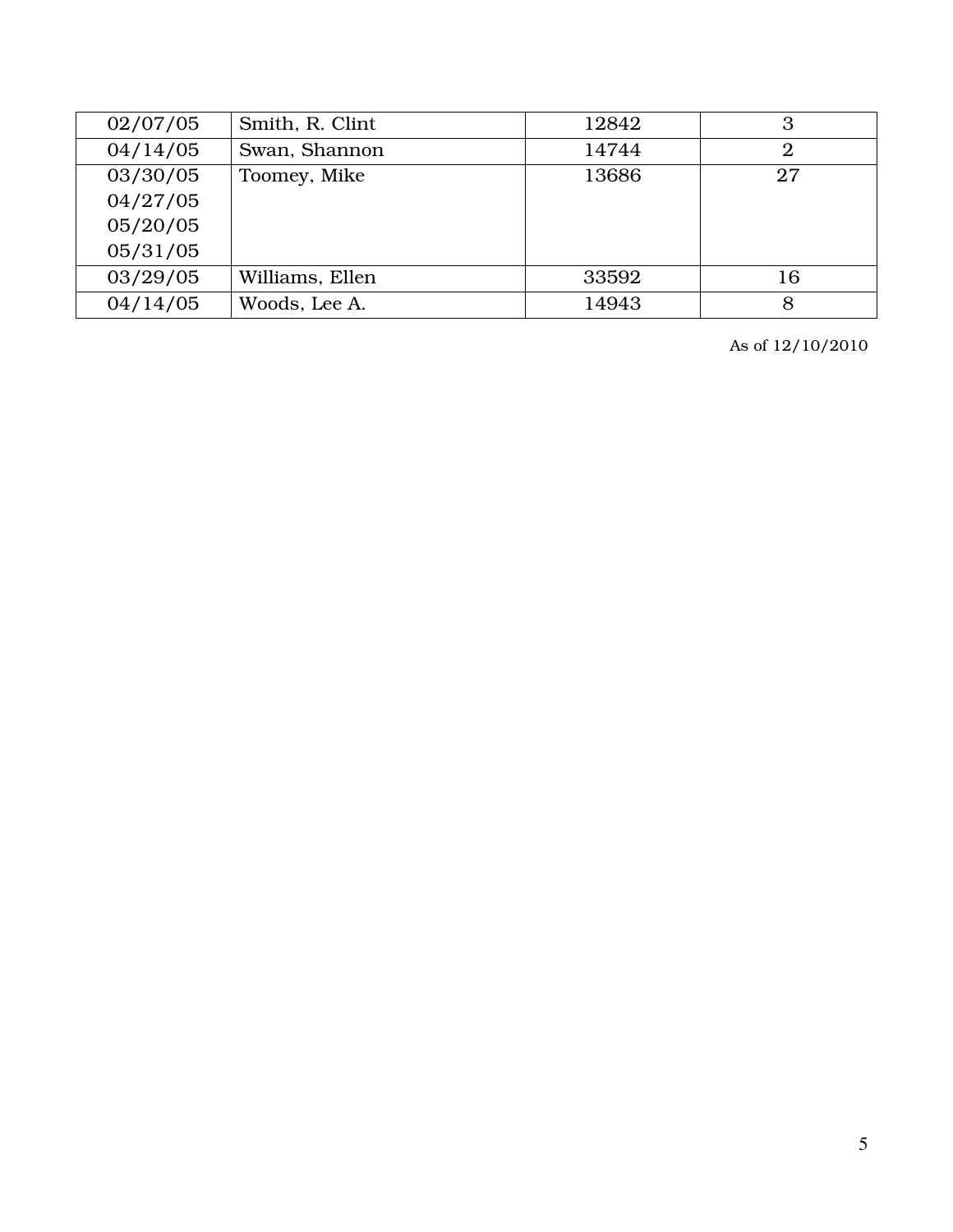| | | | |
|---|---|---|---|
| 02/07/05 | Smith, R. Clint | 12842 | 3 |
| 04/14/05 | Swan, Shannon | 14744 | 2 |
| 03/30/05<br>04/27/05<br>05/20/05<br>05/31/05 | Toomey, Mike | 13686 | 27 |
| 03/29/05 | Williams, Ellen | 33592 | 16 |
| 04/14/05 | Woods, Lee A. | 14943 | 8 |

As of 12/10/2010